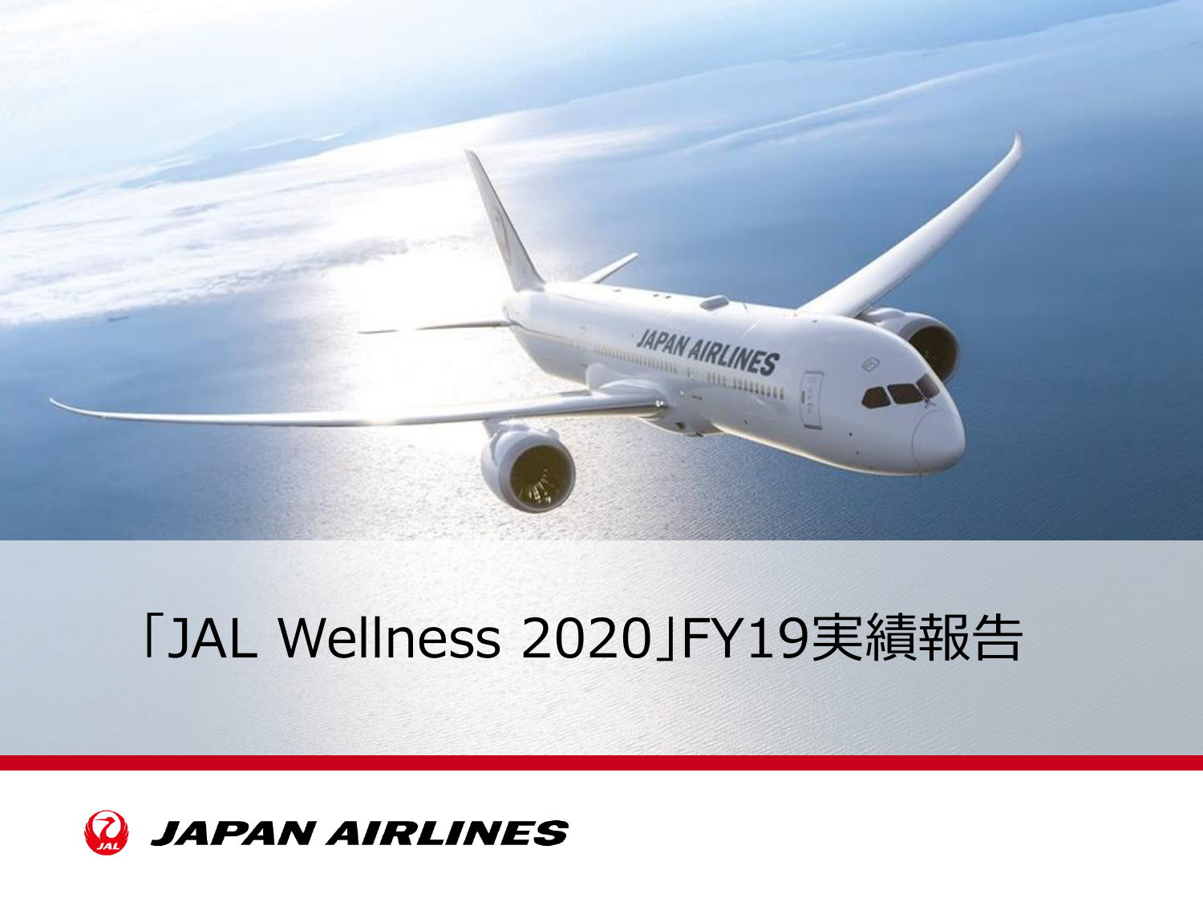# 「JAL Wellness 2020」FY19実績報告

JAPAN AIRLINES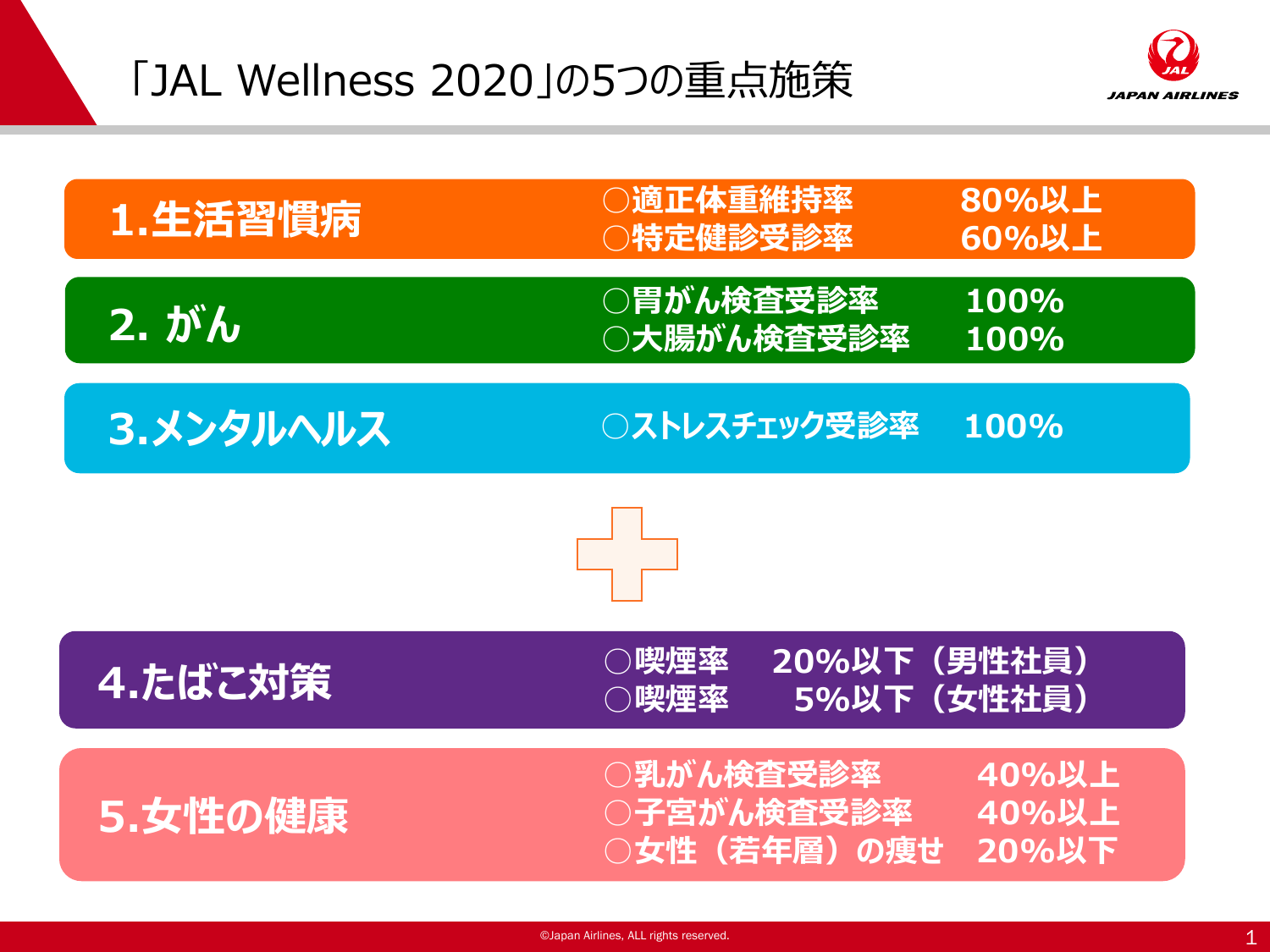# 「JAL Wellness 2020」の5つの重点施策

## 1.生活習慣病

- ○適正体重維持率　80%以上
- ○特定健診受診率　60%以上

## 2. がん

- ○胃がん検査受診率　100%
- ○大腸がん検査受診率　100%

## 3.メンタルヘルス

- ○ストレスチェック受診率　100%

＋

## 4.たばこ対策

- ○喫煙率　20%以下（男性社員）
- ○喫煙率　5%以下（女性社員）

## 5.女性の健康

- ○乳がん検査受診率　40%以上
- ○子宮がん検査受診率　40%以上
- ○女性（若年層）の痩せ　20%以下

©Japan Airlines, ALL rights reserved.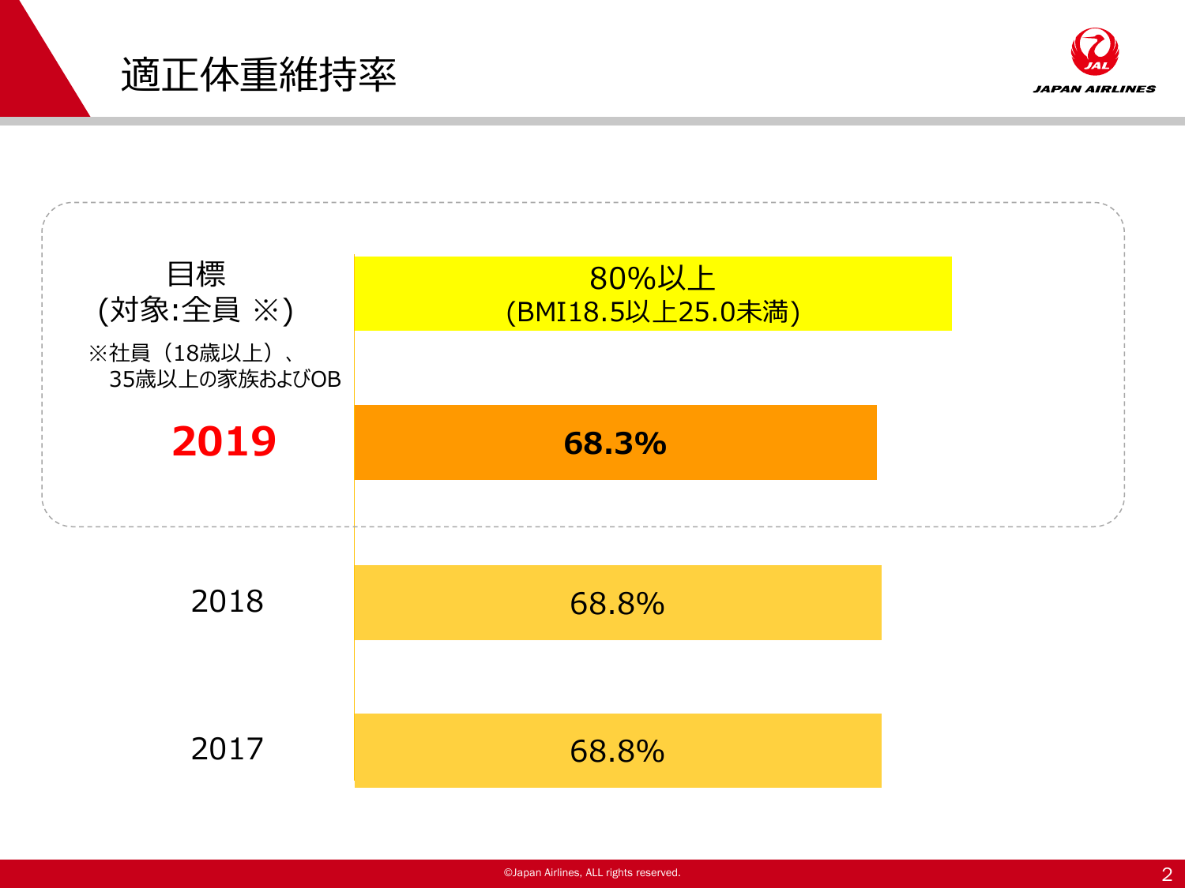# 適正体重維持率

| | |
|---|---|
| 目標<br>(対象:全員 ※)<br>※社員（18歳以上）、35歳以上の家族およびOB | 80%以上<br>(BMI18.5以上25.0未満) |
| **2019** | **68.3%** |
| 2018 | 68.8% |
| 2017 | 68.8% |

©Japan Airlines, ALL rights reserved.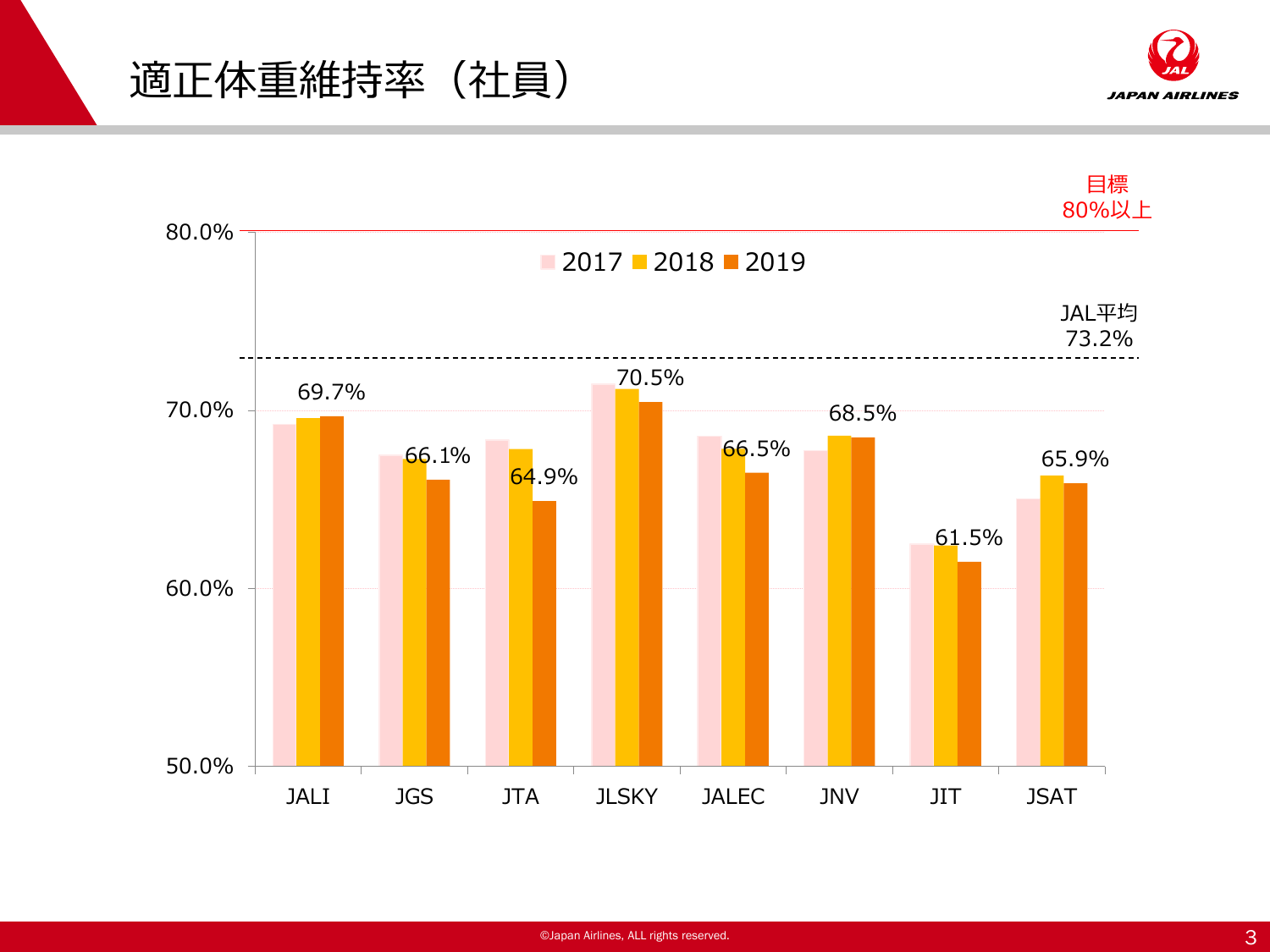# 適正体重維持率（社員）

目標 80%以上

JAL平均 73.2%

■2017 ■2018 ■2019

| | JALI | JGS | JTA | JLSKY | JALEC | JNV | JIT | JSAT |
|---|---|---|---|---|---|---|---|---|
| 2019 | 69.7% | 66.1% | 64.9% | 70.5% | 66.5% | 68.5% | 61.5% | 65.9% |

80.0%
70.0%
60.0%
50.0%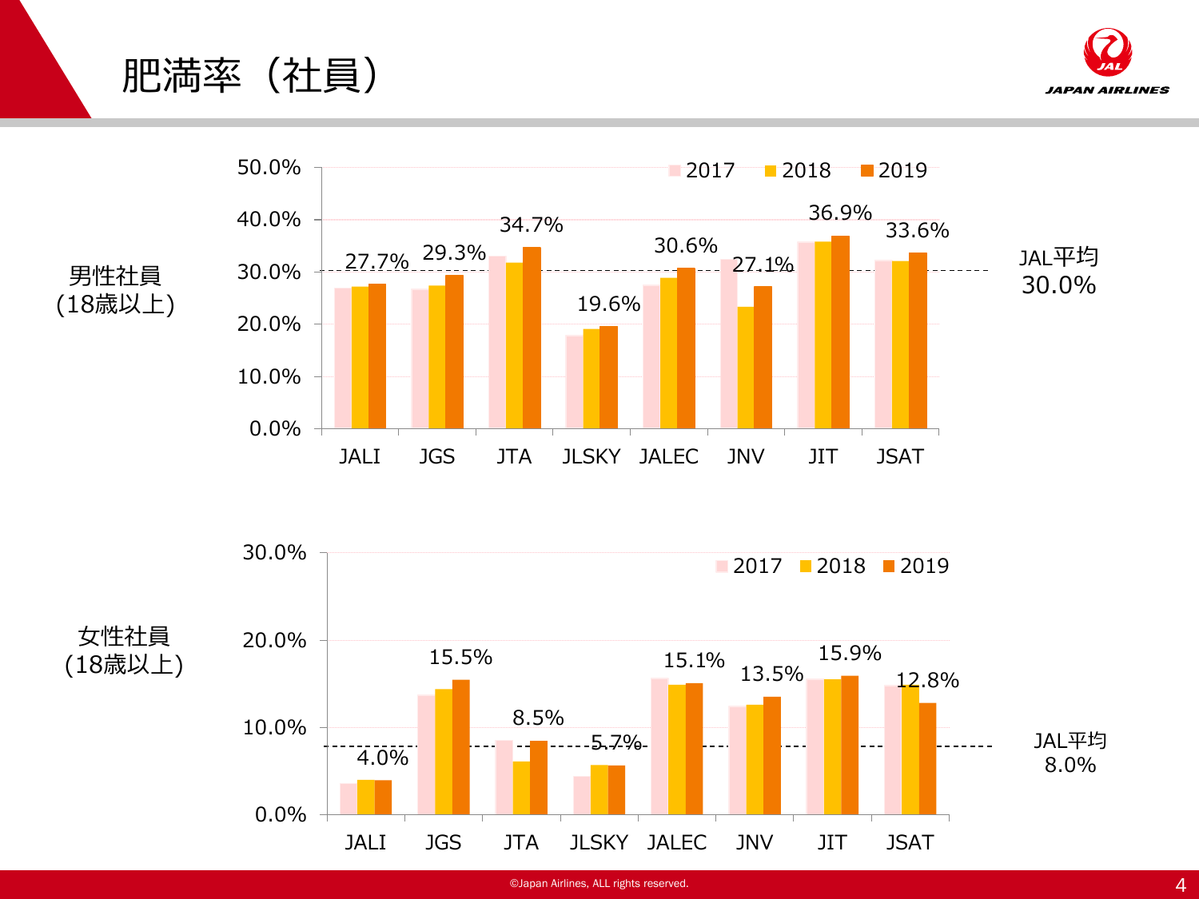# 肥満率（社員）

**男性社員(18歳以上)**

| | 2019 |
|---|---|
| JALI | 27.7% |
| JGS | 29.3% |
| JTA | 34.7% |
| JLSKY | 19.6% |
| JALEC | 30.6% |
| JNV | 27.1% |
| JIT | 36.9% |
| JSAT | 33.6% |

凡例：2017 / 2018 / 2019

JAL平均 30.0%

**女性社員(18歳以上)**

| | 2019 |
|---|---|
| JALI | 4.0% |
| JGS | 15.5% |
| JTA | 8.5% |
| JLSKY | 5.7% |
| JALEC | 15.1% |
| JNV | 13.5% |
| JIT | 15.9% |
| JSAT | 12.8% |

凡例：2017 / 2018 / 2019

JAL平均 8.0%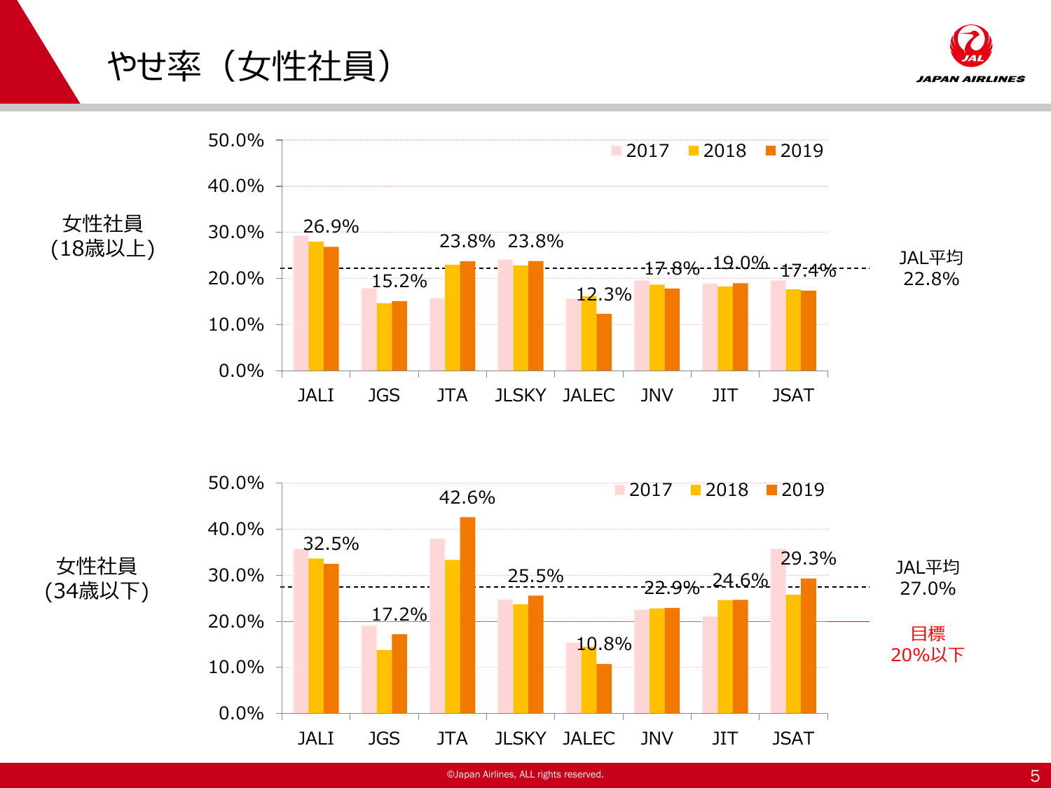# やせ率（女性社員）

## 女性社員（18歳以上）

| | JALI | JGS | JTA | JLSKY | JALEC | JNV | JIT | JSAT |
|---|---|---|---|---|---|---|---|---|
| 2019 | 26.9% | 15.2% | 23.8% | 23.8% | 12.3% | 17.8% | 19.0% | 17.4% |

JAL平均 22.8%

## 女性社員（34歳以下）

| | JALI | JGS | JTA | JLSKY | JALEC | JNV | JIT | JSAT |
|---|---|---|---|---|---|---|---|---|
| 2019 | 32.5% | 17.2% | 42.6% | 25.5% | 10.8% | 22.9% | 24.6% | 29.3% |

JAL平均 27.0%

目標 20%以下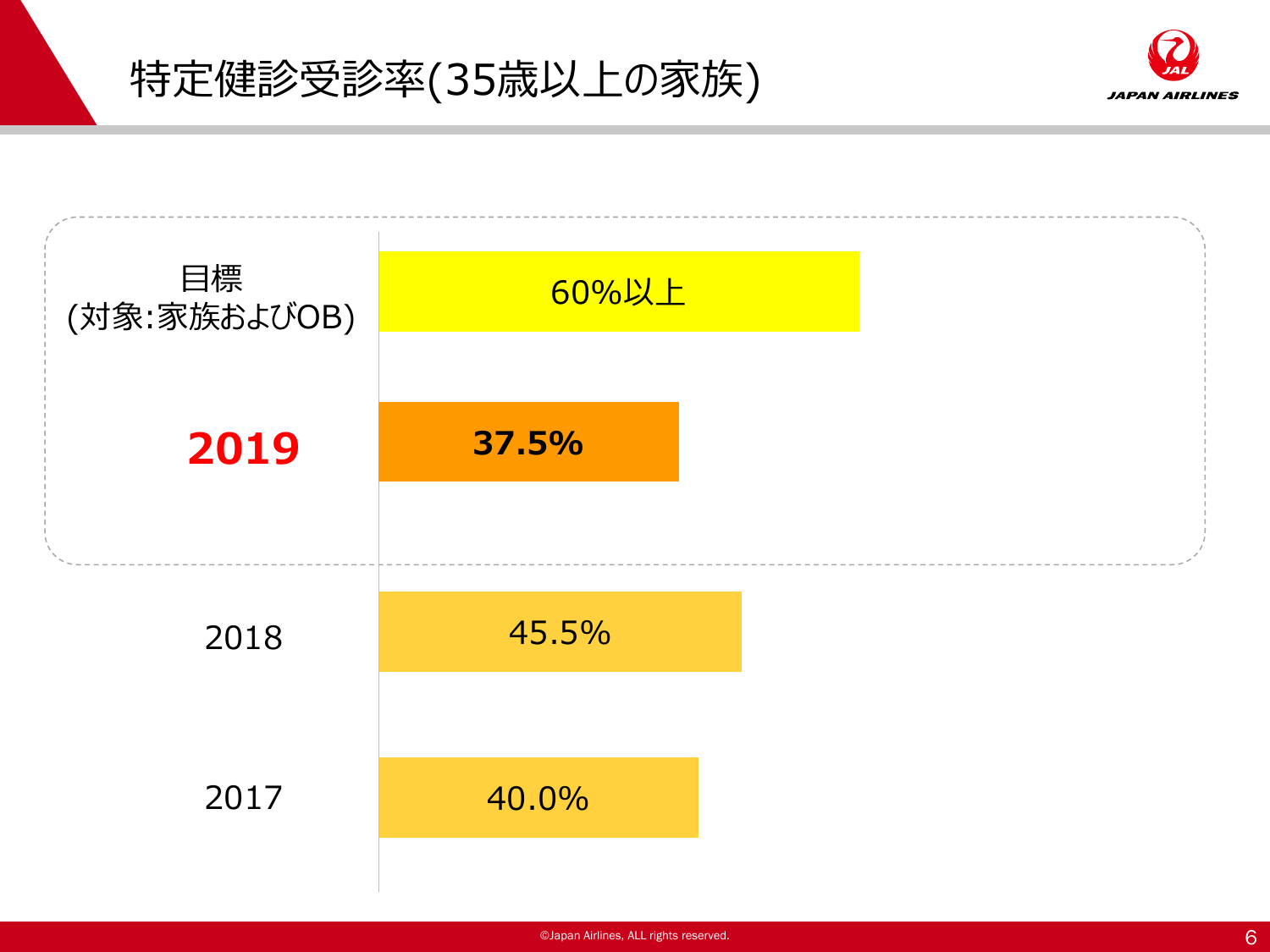# 特定健診受診率(35歳以上の家族)

| | |
|---|---|
| 目標<br>(対象:家族およびOB) | 60%以上 |
| **2019** | **37.5%** |
| 2018 | 45.5% |
| 2017 | 40.0% |

©Japan Airlines, ALL rights reserved.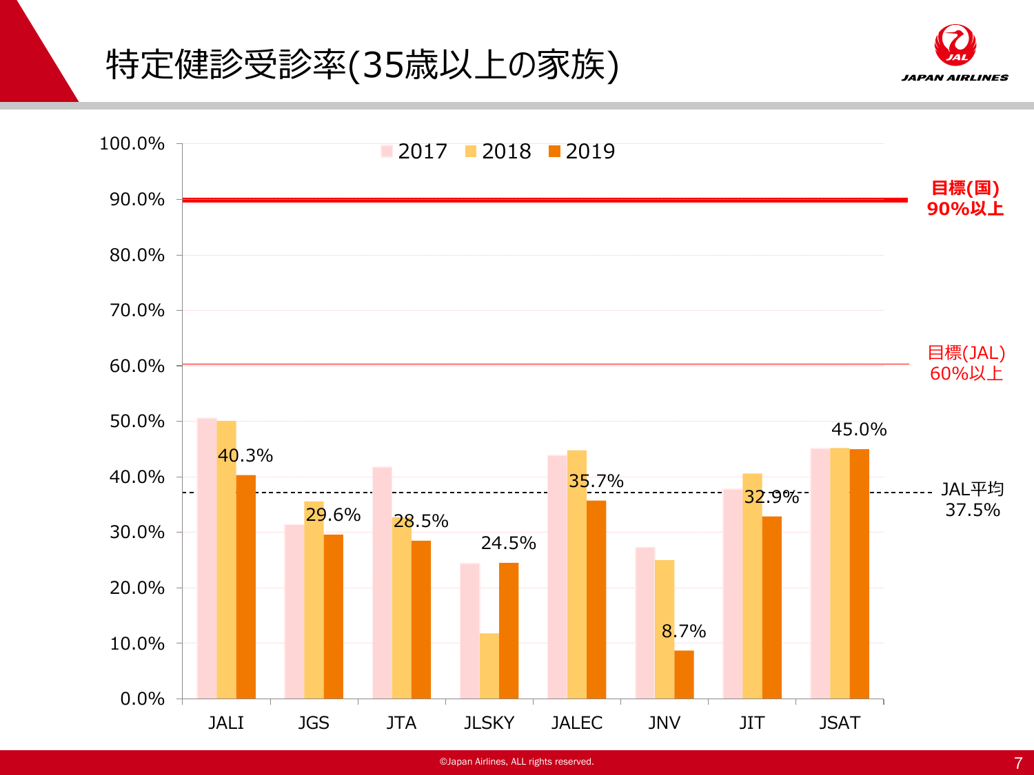# 特定健診受診率(35歳以上の家族)

| | 2017 | 2018 | 2019 |
|---|---|---|---|
| JALI | | | 40.3% |
| JGS | | | 29.6% |
| JTA | | | 28.5% |
| JLSKY | | | 24.5% |
| JALEC | | | 35.7% |
| JNV | | | 8.7% |
| JIT | | | 32.9% |
| JSAT | | | 45.0% |

**目標(国) 90%以上**

目標(JAL) 60%以上

JAL平均 37.5%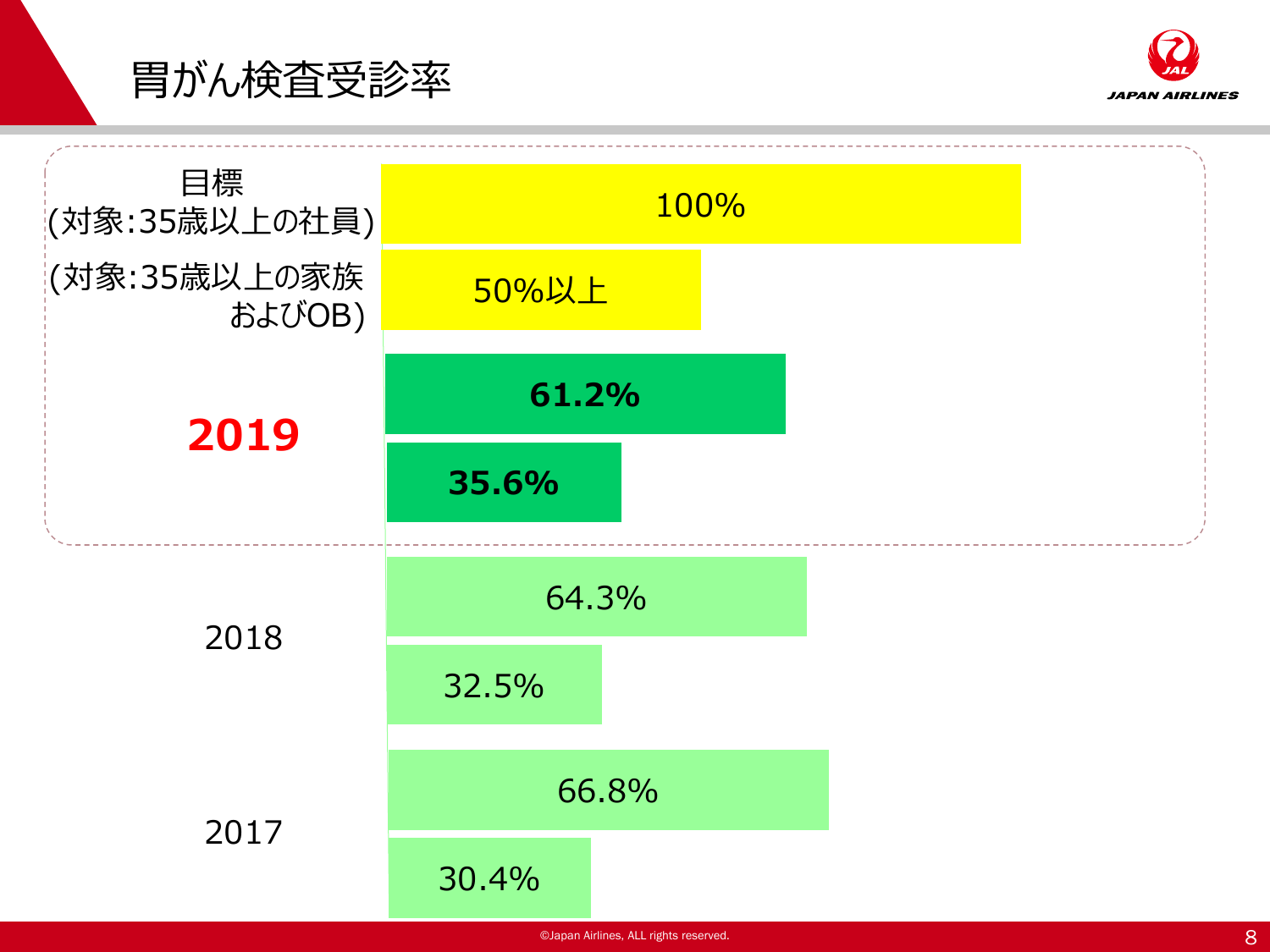# 胃がん検査受診率

| | (対象:35歳以上の社員) | (対象:35歳以上の家族およびOB) |
|---|---|---|
| 目標 | 100% | 50%以上 |
| **2019** | **61.2%** | **35.6%** |
| 2018 | 64.3% | 32.5% |
| 2017 | 66.8% | 30.4% |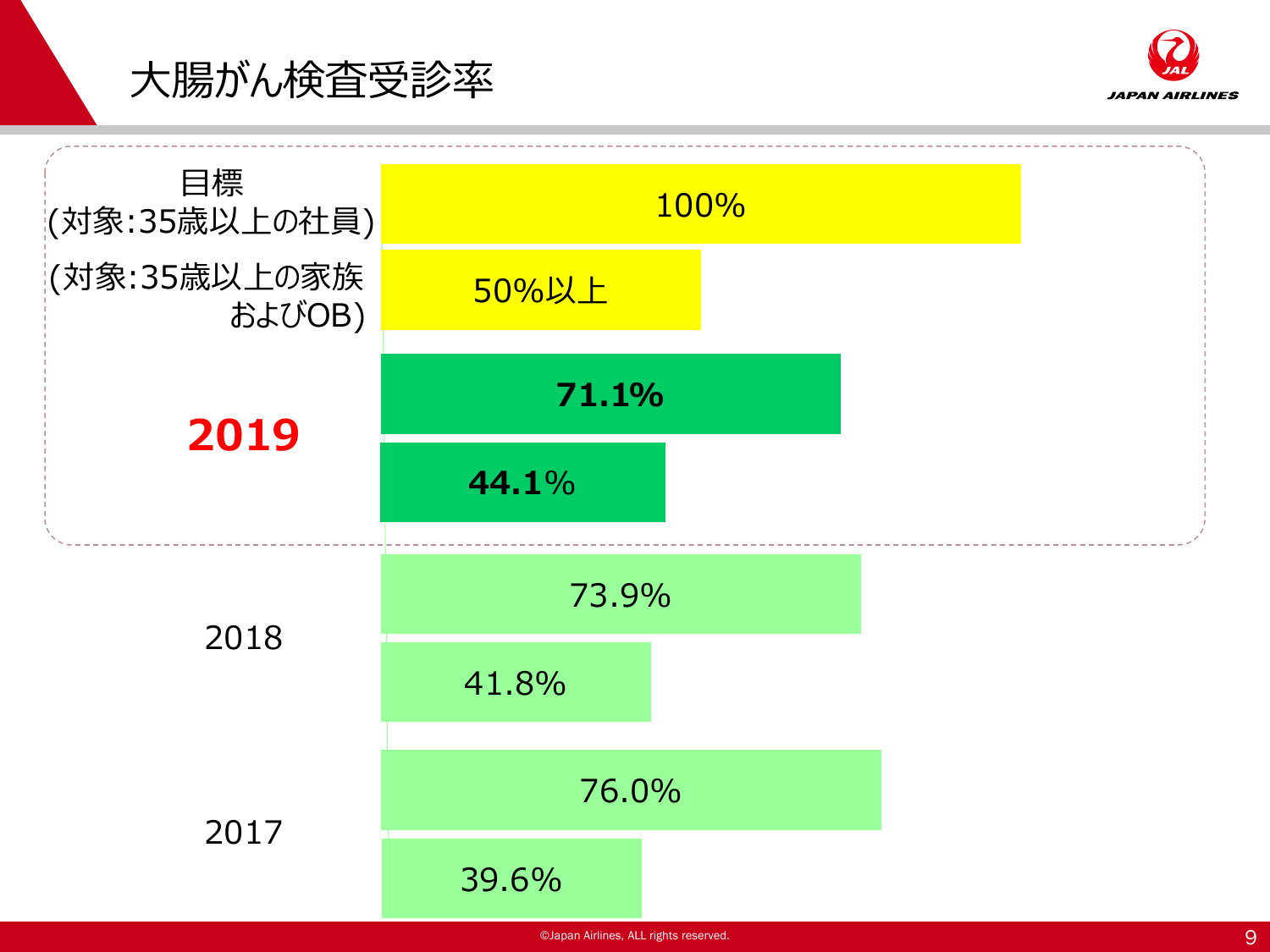# 大腸がん検査受診率

| | 35歳以上の社員 | 35歳以上の家族およびOB |
|---|---|---|
| 目標 | 100% | 50%以上 |
| **2019** | **71.1%** | **44.1%** |
| 2018 | 73.9% | 41.8% |
| 2017 | 76.0% | 39.6% |

目標
(対象:35歳以上の社員)
(対象:35歳以上の家族およびOB)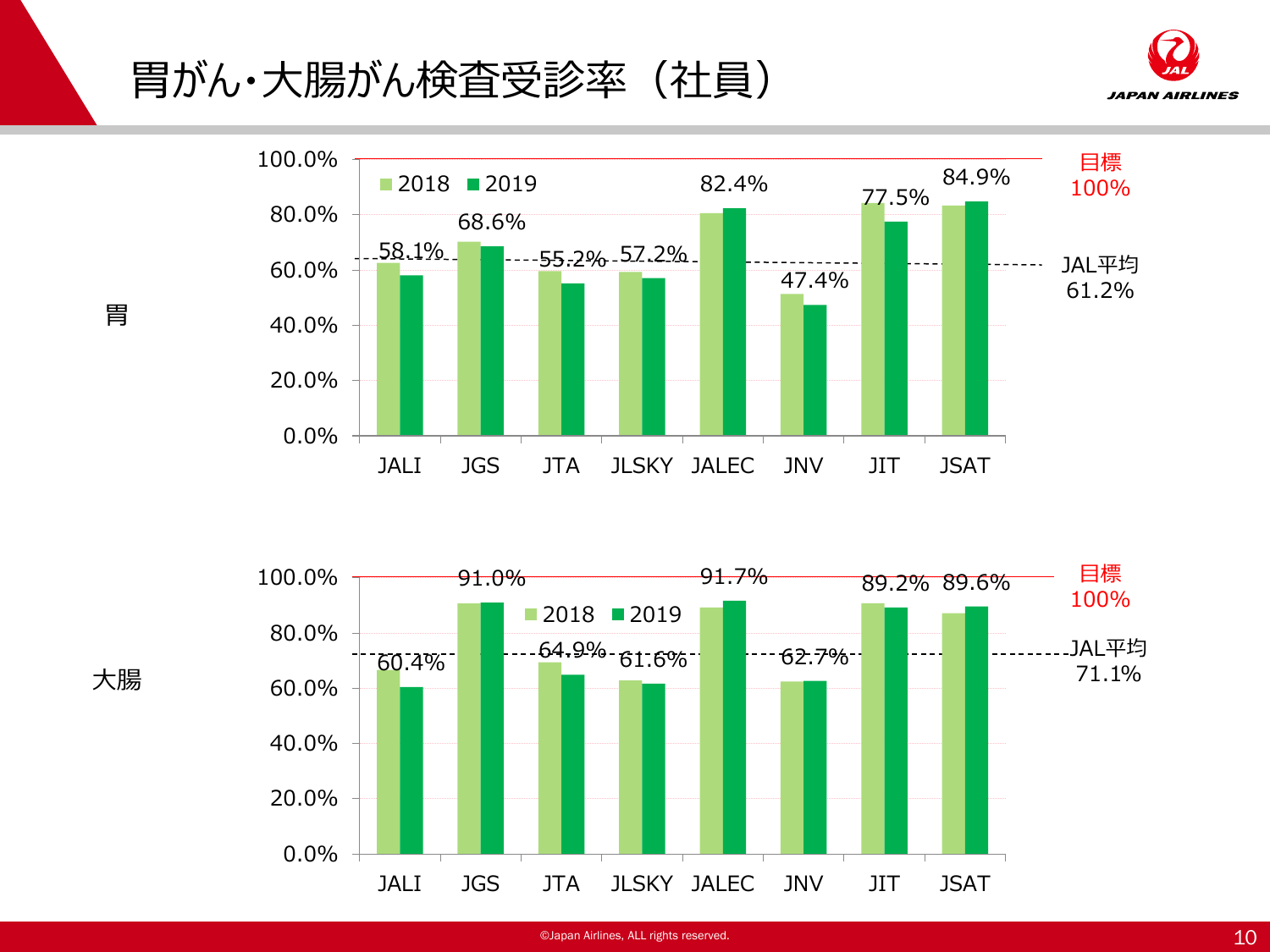# 胃がん・大腸がん検査受診率（社員）

## 胃

| | JALI | JGS | JTA | JLSKY | JALEC | JNV | JIT | JSAT |
|---|---|---|---|---|---|---|---|---|
| 2019 | 58.1% | 68.6% | 55.2% | 57.2% | 82.4% | 47.4% | 77.5% | 84.9% |

目標 100%

JAL平均 61.2%

## 大腸

| | JALI | JGS | JTA | JLSKY | JALEC | JNV | JIT | JSAT |
|---|---|---|---|---|---|---|---|---|
| 2019 | 60.4% | 91.0% | 64.9% | 61.6% | 91.7% | 62.7% | 89.2% | 89.6% |

目標 100%

JAL平均 71.1%

©Japan Airlines, ALL rights reserved.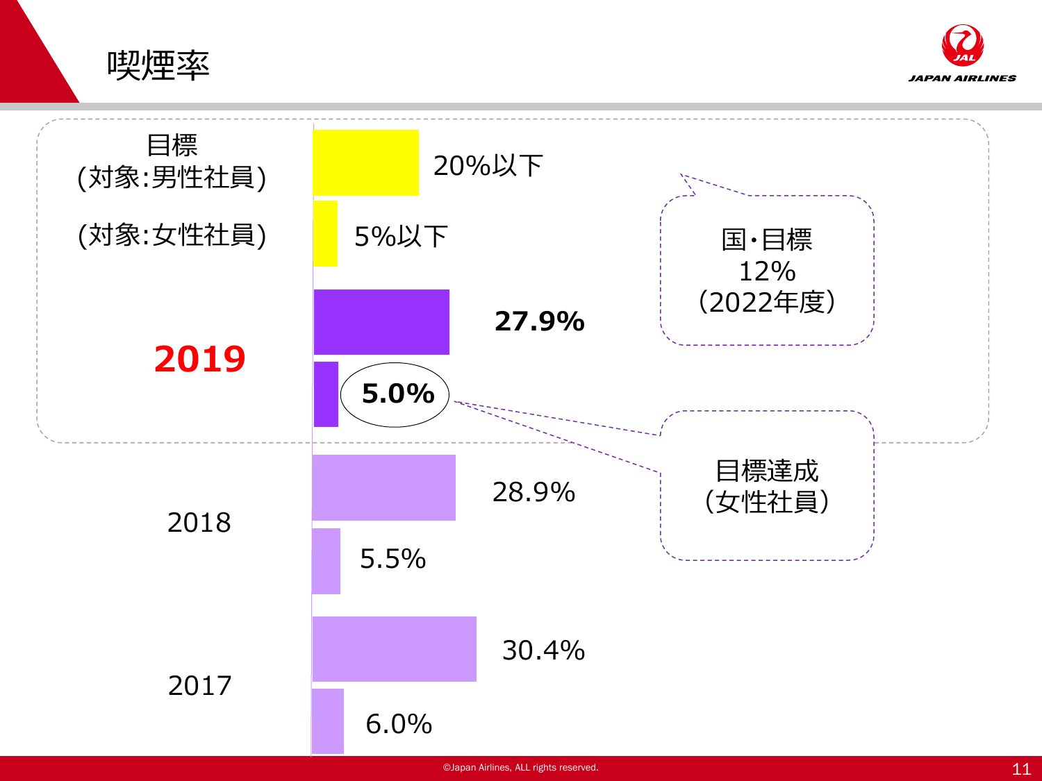# 喫煙率

| | 男性社員 | 女性社員 |
|---|---|---|
| 目標 | 20%以下 | 5%以下 |
| **2019** | **27.9%** | **5.0%** |
| 2018 | 28.9% | 5.5% |
| 2017 | 30.4% | 6.0% |

国・目標
12%
（2022年度）

目標達成
（女性社員）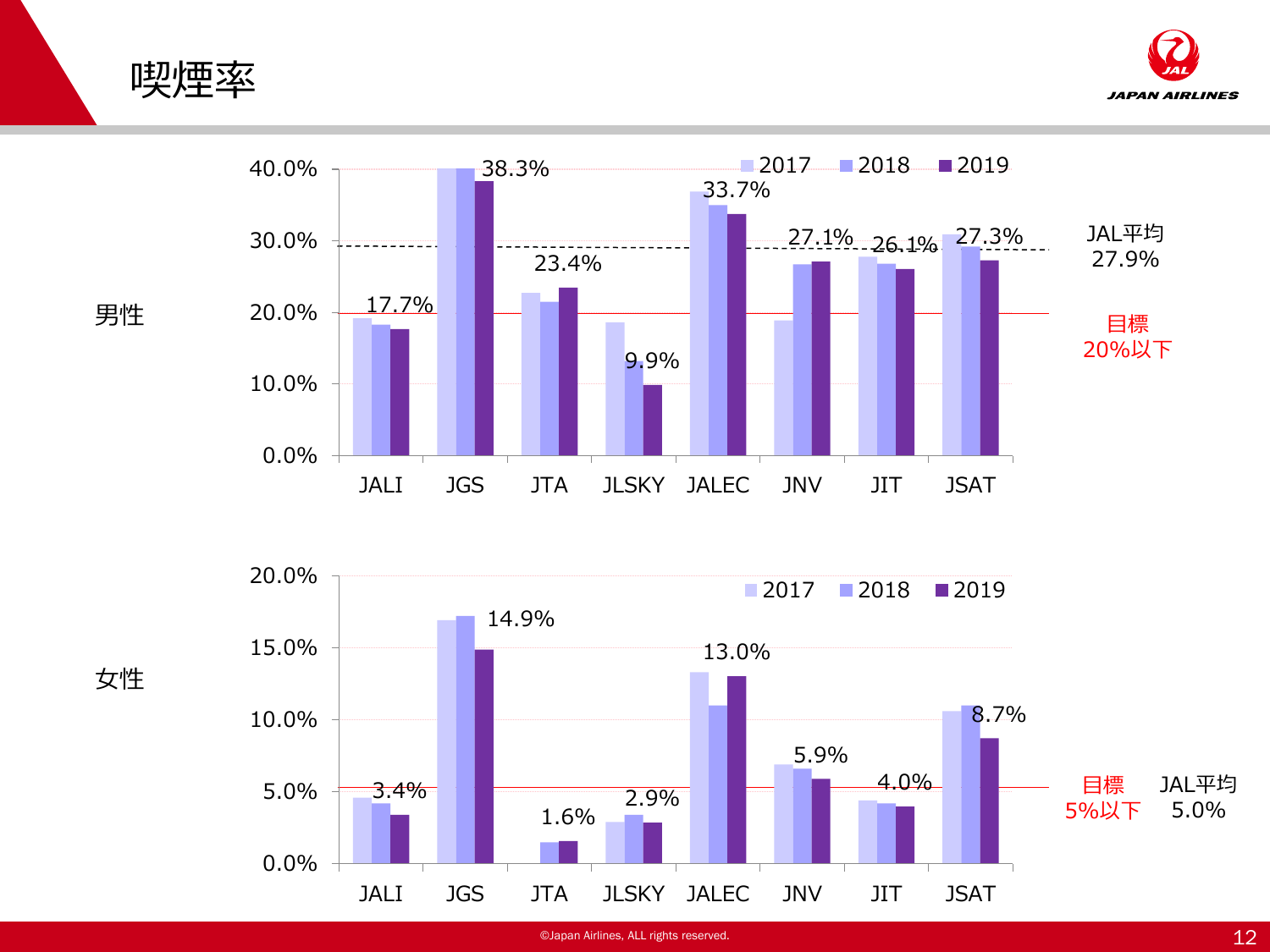# 喫煙率

## 男性

| | JALI | JGS | JTA | JLSKY | JALEC | JNV | JIT | JSAT |
|---|---|---|---|---|---|---|---|---|
| 2019 | 17.7% | 38.3% | 23.4% | 9.9% | 33.7% | 27.1% | 26.1% | 27.3% |

JAL平均 27.9%

目標 20%以下

## 女性

| | JALI | JGS | JTA | JLSKY | JALEC | JNV | JIT | JSAT |
|---|---|---|---|---|---|---|---|---|
| 2019 | 3.4% | 14.9% | 1.6% | 2.9% | 13.0% | 5.9% | 4.0% | 8.7% |

目標 5%以下

JAL平均 5.0%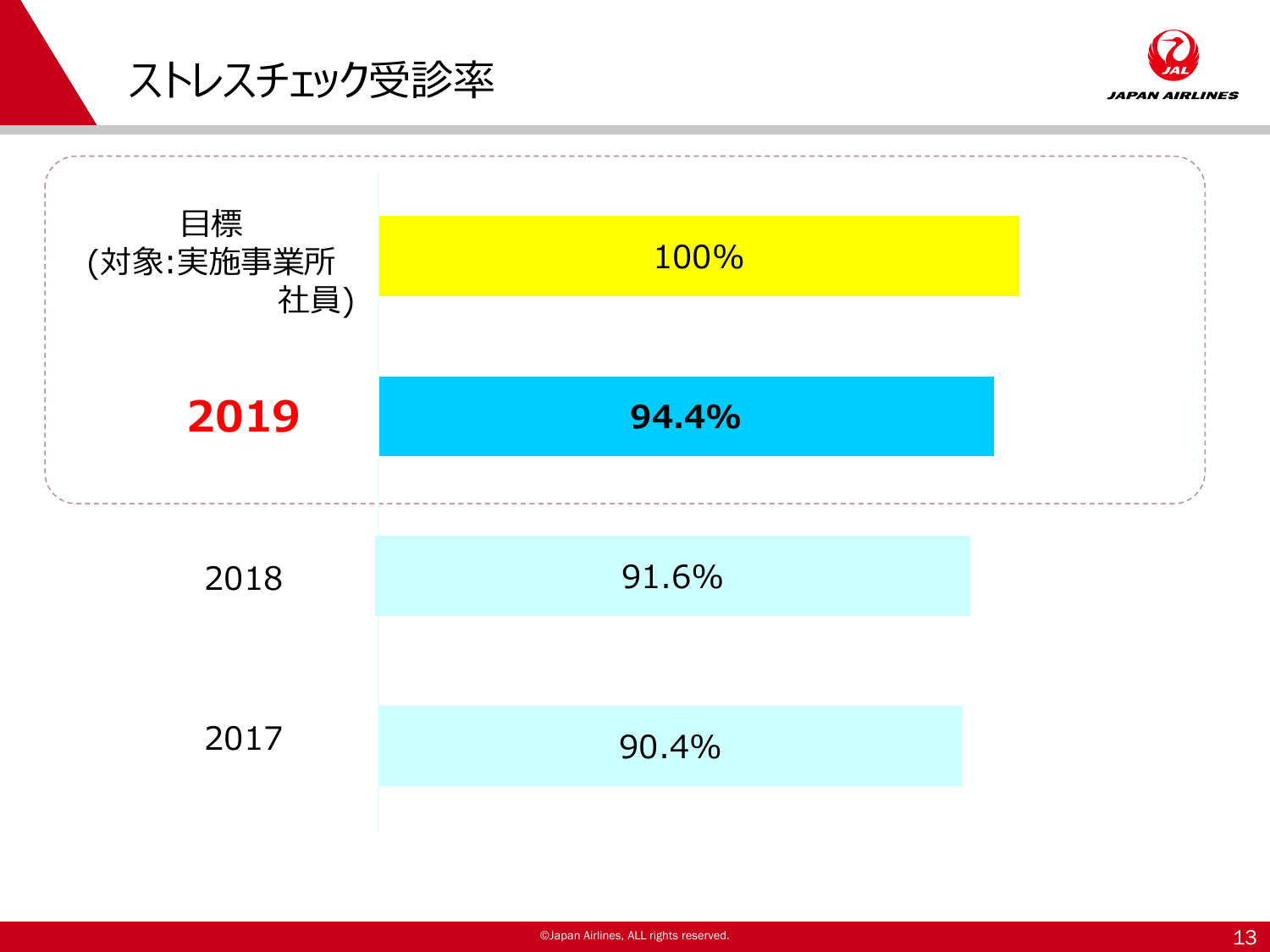# ストレスチェック受診率

| | 受診率 |
|---|---|
| 目標 (対象:実施事業所社員) | 100% |
| **2019** | **94.4%** |
| 2018 | 91.6% |
| 2017 | 90.4% |

©Japan Airlines, ALL rights reserved.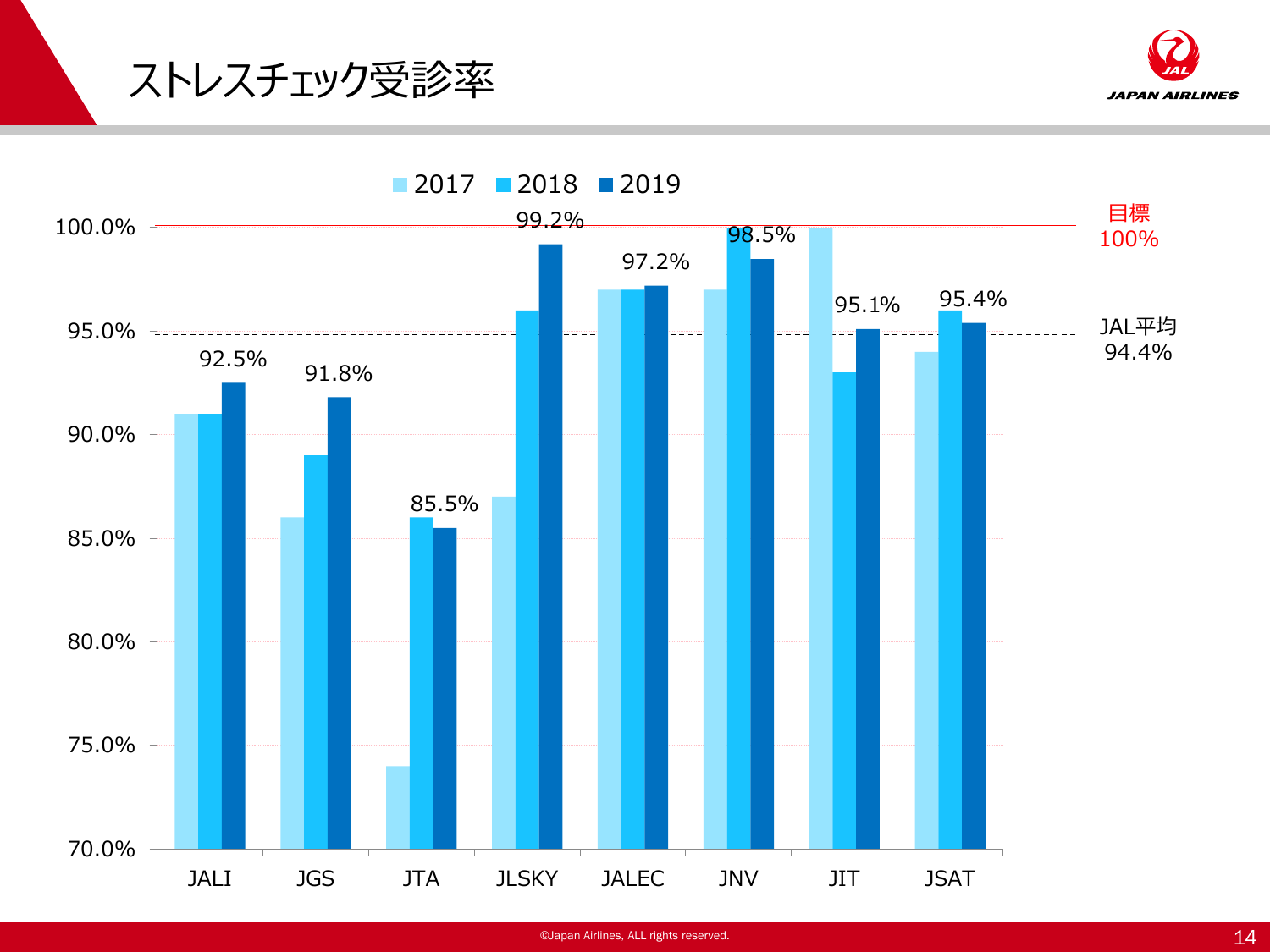# ストレスチェック受診率

| | 2017 | 2018 | 2019 |
|---|---|---|---|
| JALI | | | 92.5% |
| JGS | | | 91.8% |
| JTA | | | 85.5% |
| JLSKY | | | 99.2% |
| JALEC | | | 97.2% |
| JNV | | | 98.5% |
| JIT | | | 95.1% |
| JSAT | | | 95.4% |

目標 100%

JAL平均 94.4%

©Japan Airlines, ALL rights reserved.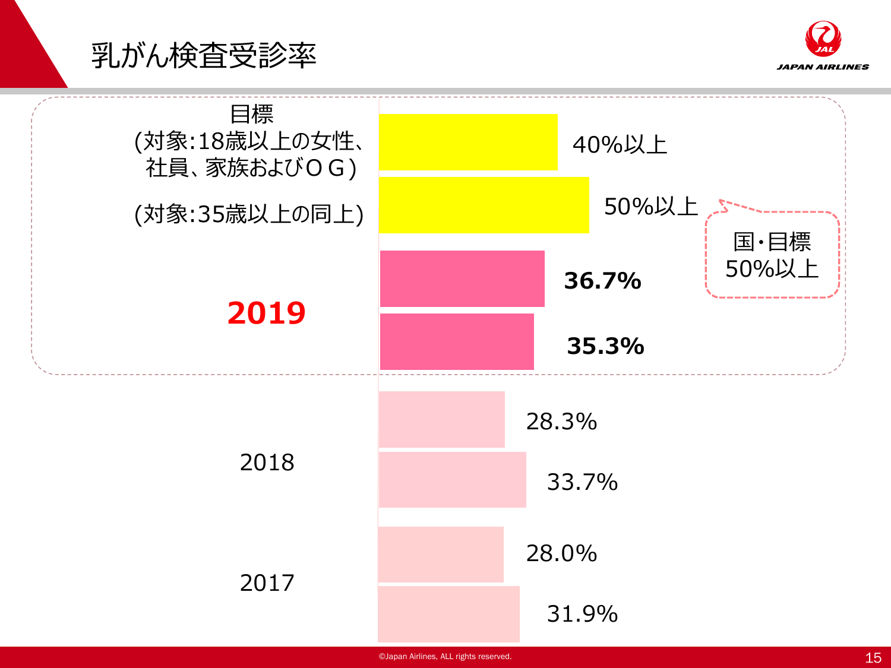# 乳がん検査受診率

| | 対象:18歳以上の女性、社員、家族およびＯＧ | 対象:35歳以上の同上 |
|---|---|---|
| 目標 | 40%以上 | 50%以上 |
| 2019 | **36.7%** | **35.3%** |
| 2018 | 28.3% | 33.7% |
| 2017 | 28.0% | 31.9% |

国・目標
50%以上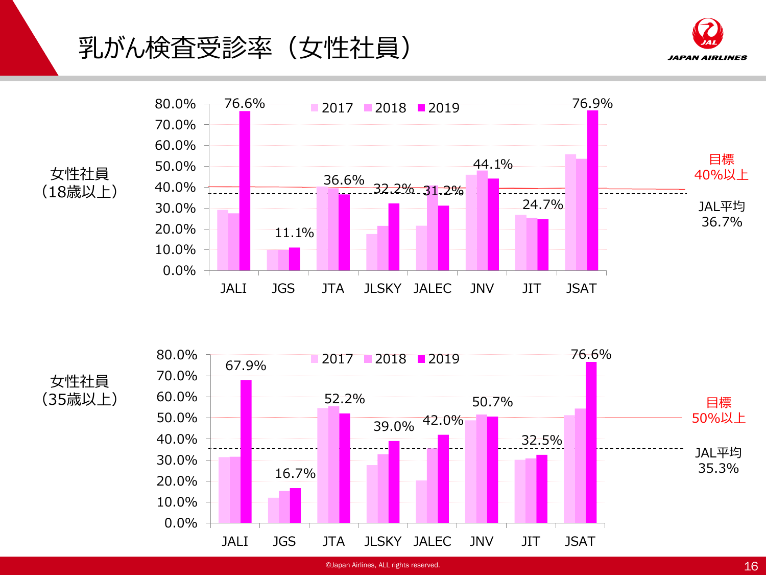# 乳がん検査受診率（女性社員）

**女性社員（18歳以上）**

| | 2019 |
|---|---|
| JALI | 76.6% |
| JGS | 11.1% |
| JTA | 36.6% |
| JLSKY | 32.2% |
| JALEC | 31.2% |
| JNV | 44.1% |
| JIT | 24.7% |
| JSAT | 76.9% |

目標 40%以上

JAL平均 36.7%

**女性社員（35歳以上）**

| | 2019 |
|---|---|
| JALI | 67.9% |
| JGS | 16.7% |
| JTA | 52.2% |
| JLSKY | 39.0% |
| JALEC | 42.0% |
| JNV | 50.7% |
| JIT | 32.5% |
| JSAT | 76.6% |

目標 50%以上

JAL平均 35.3%

©Japan Airlines, ALL rights reserved.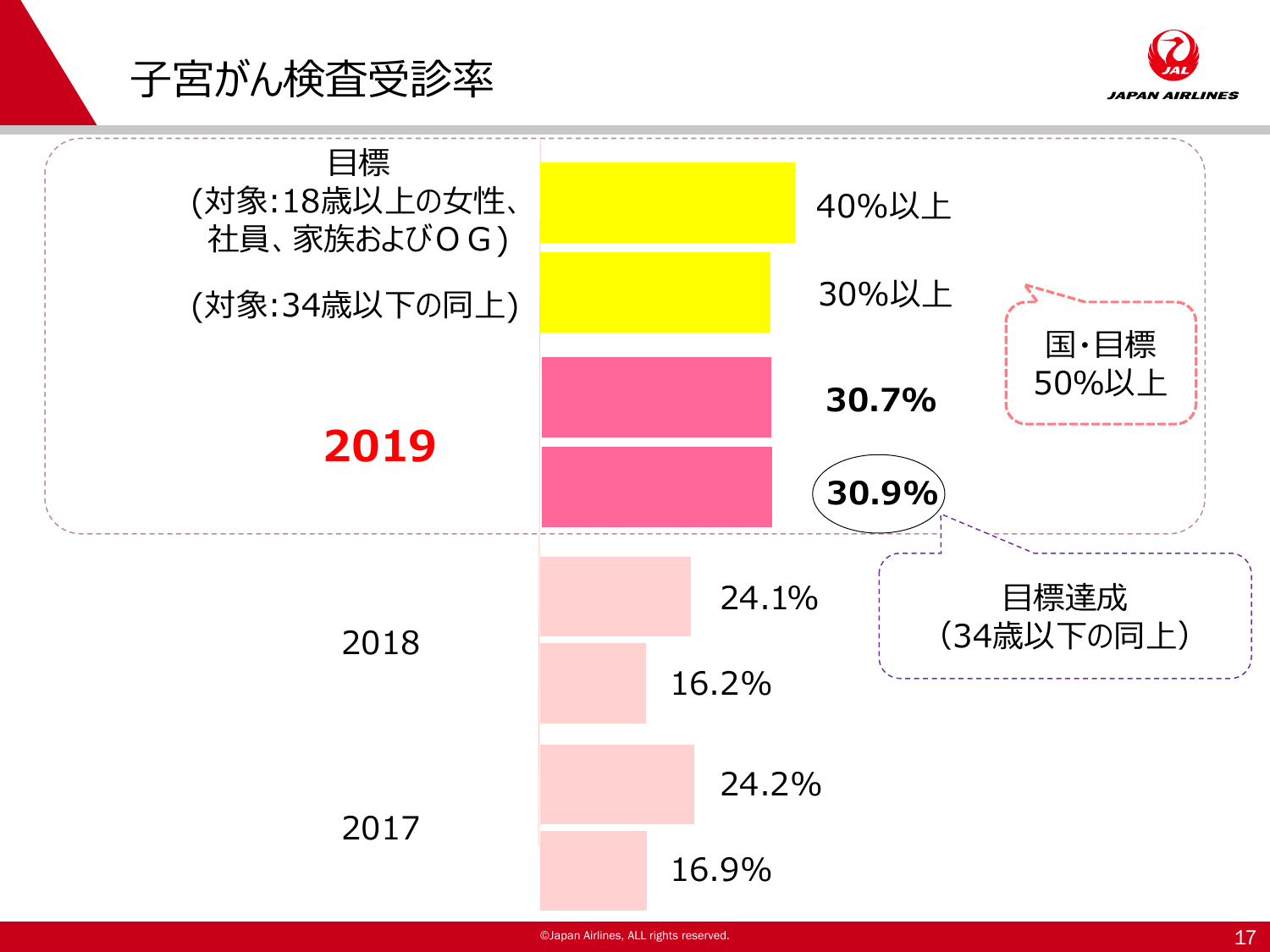# 子宮がん検査受診率

| | 18歳以上の女性、社員、家族およびＯＧ | 34歳以下の同上 |
|---|---|---|
| 目標 | 40%以上 | 30%以上 |
| 2019 | 30.7% | 30.9% |
| 2018 | 24.1% | 16.2% |
| 2017 | 24.2% | 16.9% |

目標
(対象:18歳以上の女性、社員、家族およびＯＧ)
(対象:34歳以下の同上)

国・目標 50%以上

目標達成（34歳以下の同上）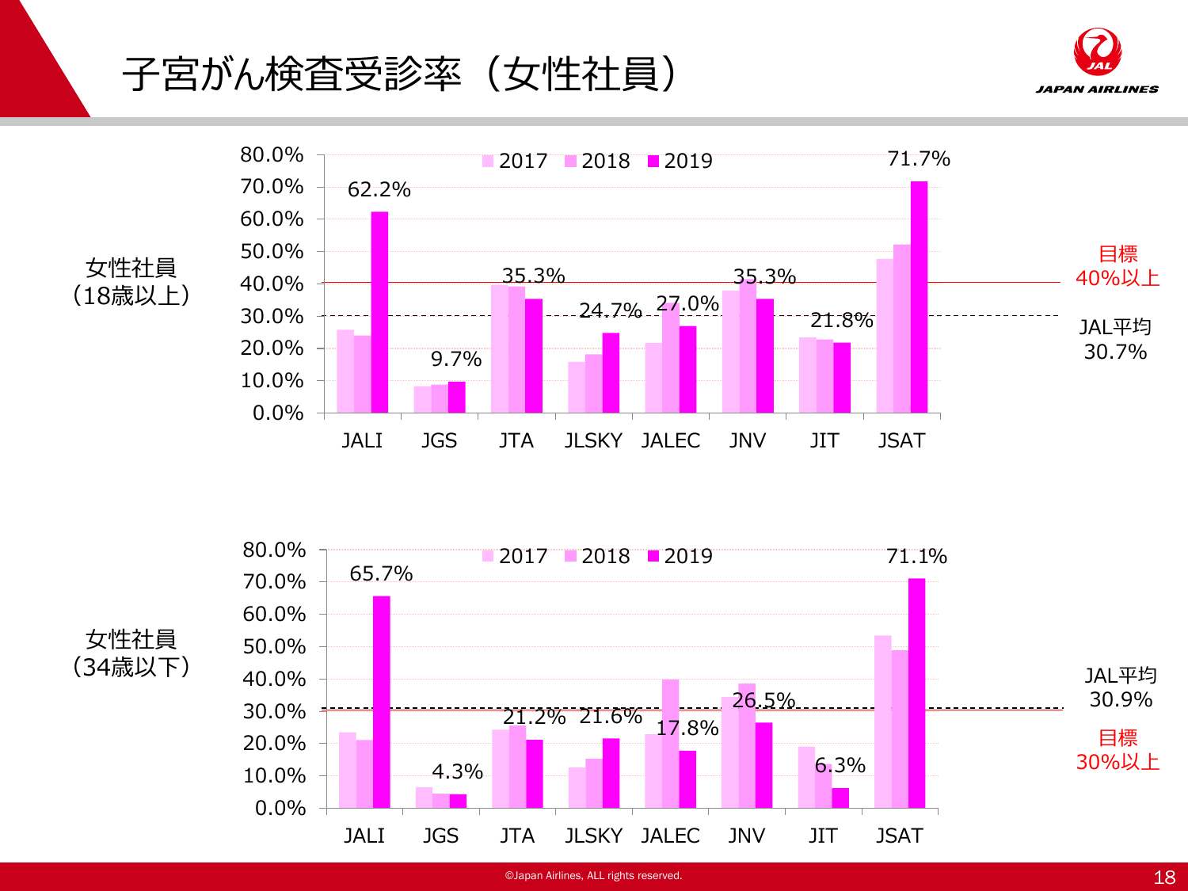# 子宮がん検査受診率（女性社員）

女性社員（18歳以上）

| | JALI | JGS | JTA | JLSKY | JALEC | JNV | JIT | JSAT |
|---|---|---|---|---|---|---|---|---|
| 2019 | 62.2% | 9.7% | 35.3% | 24.7% | 27.0% | 35.3% | 21.8% | 71.7% |

目標 40%以上

JAL平均 30.7%

女性社員（34歳以下）

| | JALI | JGS | JTA | JLSKY | JALEC | JNV | JIT | JSAT |
|---|---|---|---|---|---|---|---|---|
| 2019 | 65.7% | 4.3% | 21.2% | 21.6% | 17.8% | 26.5% | 6.3% | 71.1% |

JAL平均 30.9%

目標 30%以上

©Japan Airlines, ALL rights reserved.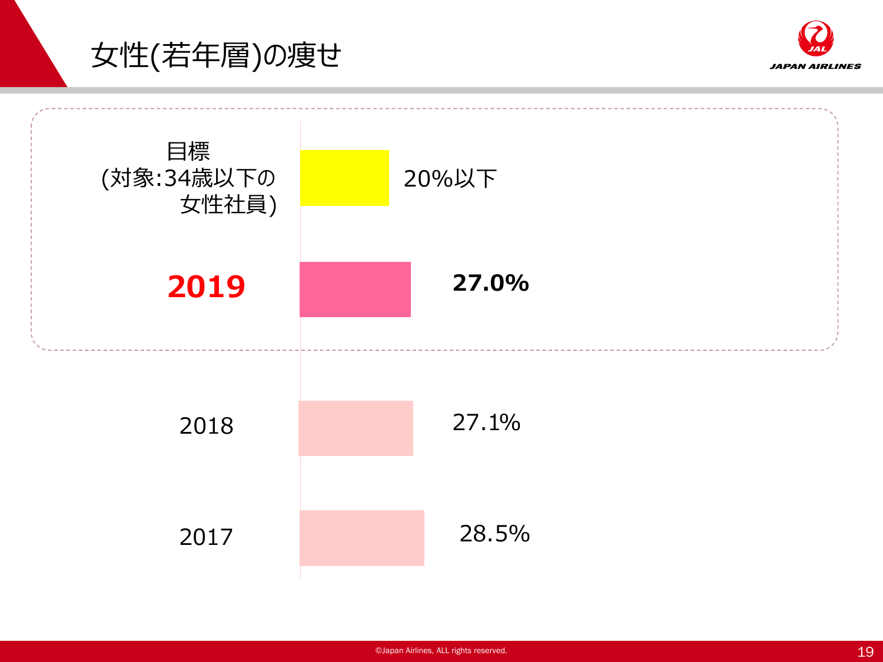# 女性(若年層)の痩せ

| | |
|---|---|
| 目標<br>(対象:34歳以下の女性社員) | 20%以下 |
| **2019** | **27.0%** |
| 2018 | 27.1% |
| 2017 | 28.5% |

©Japan Airlines, ALL rights reserved.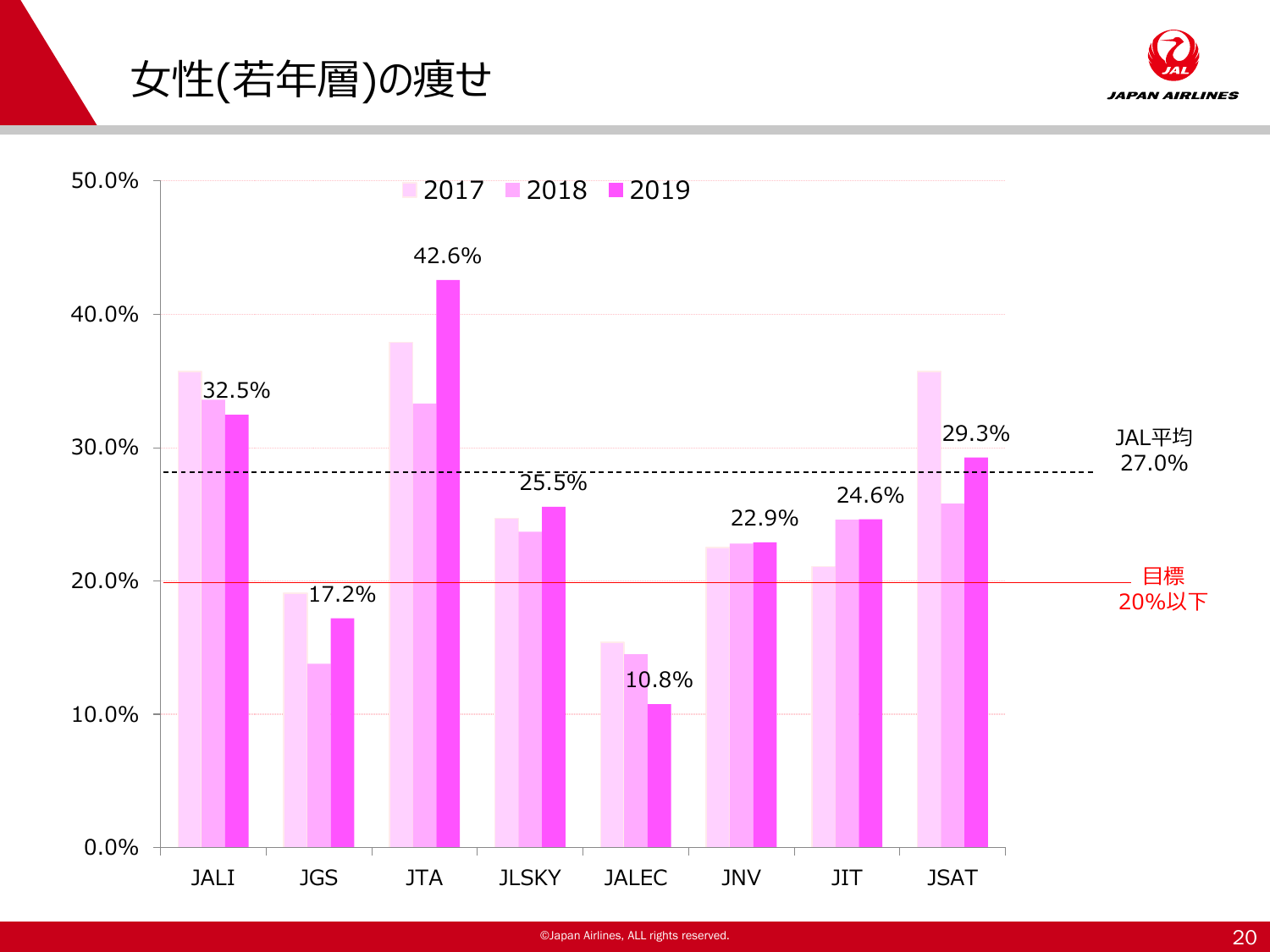# 女性(若年層)の痩せ

50.0%
40.0%
30.0%
20.0%
10.0%
0.0%

2017 2018 2019

42.6%
32.5%
29.3%
25.5%
22.9%
24.6%
17.2%
10.8%

JAL平均
27.0%

目標
20%以下

JALI JGS JTA JLSKY JALEC JNV JIT JSAT

©Japan Airlines, ALL rights reserved.